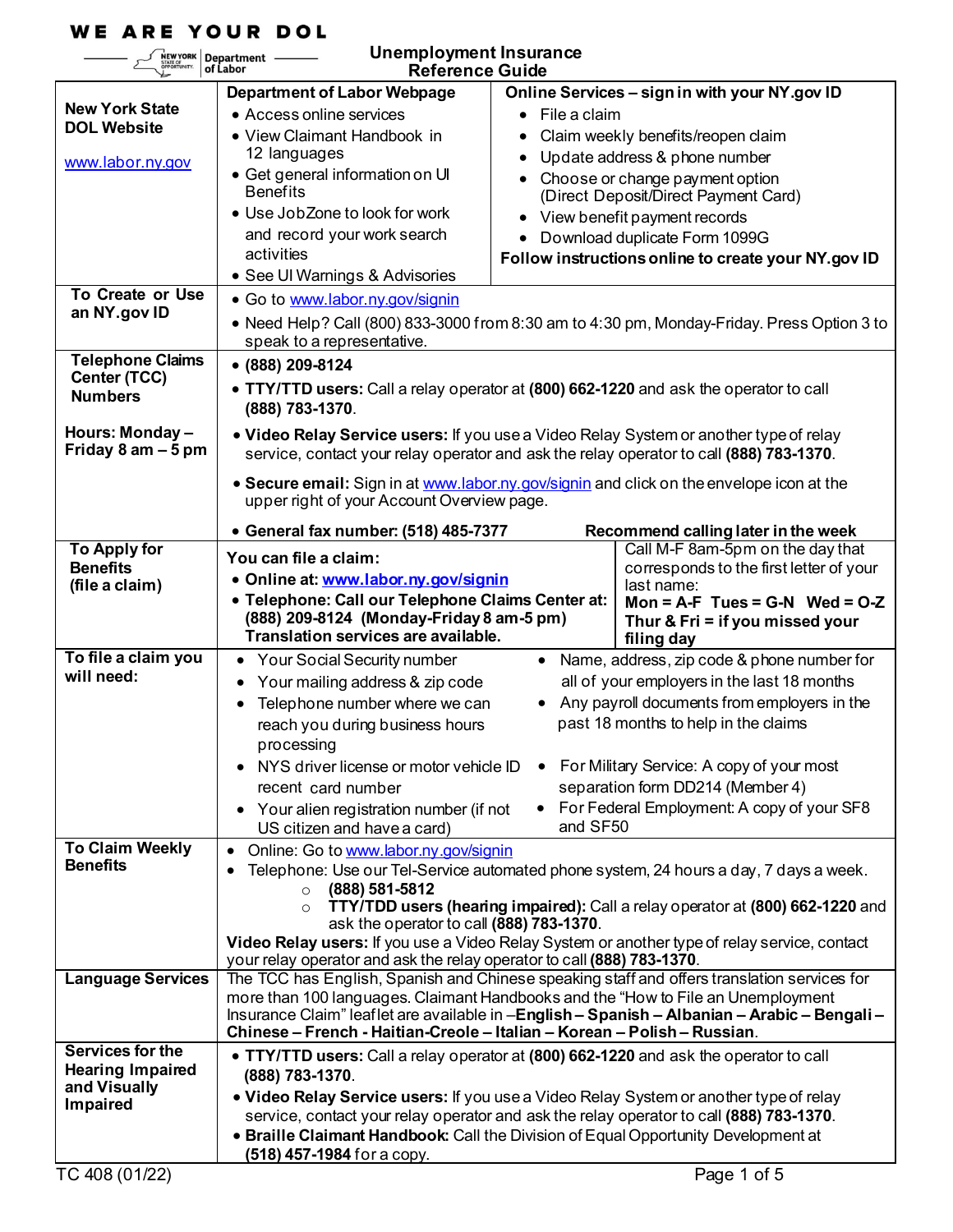**WE ARE YOUR DOL**

New York State Department of Labor

# Unemployment Insurance Reference Guide

| | | |
|---|---|---|
| **New York State DOL Website**<br><br>www.labor.ny.gov | **Department of Labor Webpage**<br>• Access online services<br>• View Claimant Handbook in 12 languages<br>• Get general information on UI Benefits<br>• Use JobZone to look for work and record your work search activities<br>• See UI Warnings & Advisories | **Online Services – sign in with your NY.gov ID**<br>• File a claim<br>• Claim weekly benefits/reopen claim<br>• Update address & phone number<br>• Choose or change payment option (Direct Deposit/Direct Payment Card)<br>• View benefit payment records<br>• Download duplicate Form 1099G<br>**Follow instructions online to create your NY.gov ID** |
| **To Create or Use an NY.gov ID** | • Go to www.labor.ny.gov/signin<br>• Need Help? Call (800) 833-3000 from 8:30 am to 4:30 pm, Monday-Friday. Press Option 3 to speak to a representative. | |
| **Telephone Claims Center (TCC) Numbers**<br><br>**Hours: Monday – Friday 8 am – 5 pm** | • **(888) 209-8124**<br>• **TTY/TTD users:** Call a relay operator at **(800) 662-1220** and ask the operator to call **(888) 783-1370**.<br>• **Video Relay Service users:** If you use a Video Relay System or another type of relay service, contact your relay operator and ask the relay operator to call **(888) 783-1370**.<br>• **Secure email:** Sign in at www.labor.ny.gov/signin and click on the envelope icon at the upper right of your Account Overview page.<br>• **General fax number: (518) 485-7377** | **Recommend calling later in the week** |
| **To Apply for Benefits (file a claim)** | **You can file a claim:**<br>• **Online at: www.labor.ny.gov/signin**<br>• **Telephone: Call our Telephone Claims Center at: (888) 209-8124 (Monday-Friday 8 am-5 pm) Translation services are available.** | Call M-F 8am-5pm on the day that corresponds to the first letter of your last name:<br>**Mon = A-F Tues = G-N Wed = O-Z**<br>**Thur & Fri = if you missed your filing day** |
| **To file a claim you will need:** | • Your Social Security number<br>• Your mailing address & zip code<br>• Telephone number where we can reach you during business hours<br>• NYS driver license or motor vehicle ID recent card number<br>• Your alien registration number (if not US citizen and have a card) | • Name, address, zip code & phone number for all of your employers in the last 18 months<br>• Any payroll documents from employers in the past 18 months to help in the claims processing<br>• For Military Service: A copy of your most recent separation form DD214 (Member 4)<br>• For Federal Employment: A copy of your SF8 and SF50 |
| **To Claim Weekly Benefits** | • Online: Go to www.labor.ny.gov/signin<br>• Telephone: Use our Tel-Service automated phone system, 24 hours a day, 7 days a week.<br>  ○ **(888) 581-5812**<br>  ○ **TTY/TDD users (hearing impaired):** Call a relay operator at **(800) 662-1220** and ask the operator to call **(888) 783-1370**.<br>**Video Relay users:** If you use a Video Relay System or another type of relay service, contact your relay operator and ask the relay operator to call **(888) 783-1370**. | |
| **Language Services** | The TCC has English, Spanish and Chinese speaking staff and offers translation services for more than 100 languages. Claimant Handbooks and the "How to File an Unemployment Insurance Claim" leaflet are available in –**English – Spanish – Albanian – Arabic – Bengali – Chinese – French - Haitian-Creole – Italian – Korean – Polish – Russian**. | |
| **Services for the Hearing Impaired and Visually Impaired** | • **TTY/TTD users:** Call a relay operator at **(800) 662-1220** and ask the operator to call **(888) 783-1370**.<br>• **Video Relay Service users:** If you use a Video Relay System or another type of relay service, contact your relay operator and ask the relay operator to call **(888) 783-1370**.<br>• **Braille Claimant Handbook:** Call the Division of Equal Opportunity Development at **(518) 457-1984** for a copy. | |

TC 408 (01/22)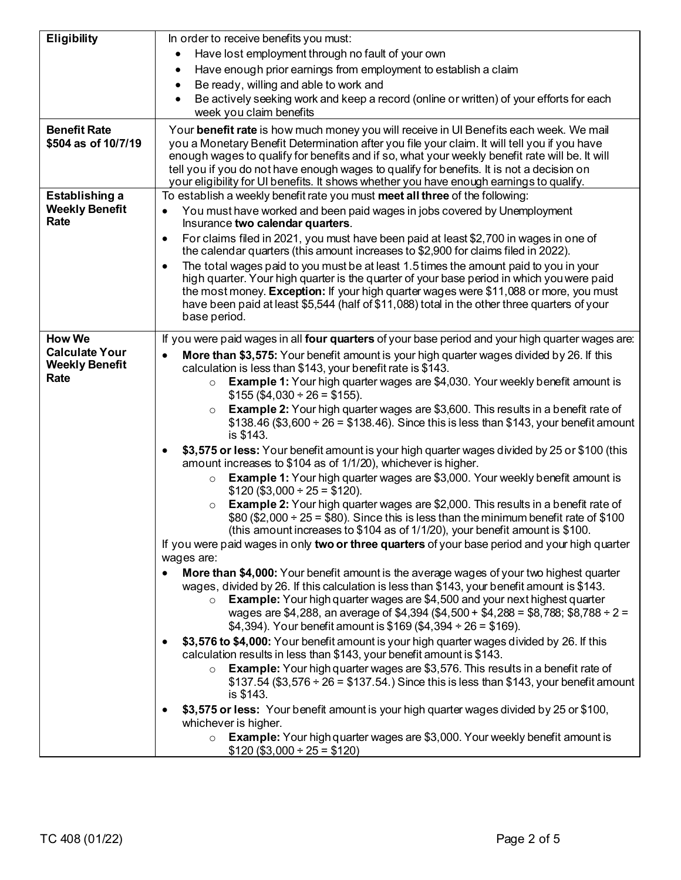| | |
|---|---|
| **Eligibility** | In order to receive benefits you must:<br>• Have lost employment through no fault of your own<br>• Have enough prior earnings from employment to establish a claim<br>• Be ready, willing and able to work and<br>• Be actively seeking work and keep a record (online or written) of your efforts for each week you claim benefits |
| **Benefit Rate**<br>**$504 as of 10/7/19** | Your **benefit rate** is how much money you will receive in UI Benefits each week. We mail you a Monetary Benefit Determination after you file your claim. It will tell you if you have enough wages to qualify for benefits and if so, what your weekly benefit rate will be. It will tell you if you do not have enough wages to qualify for benefits. It is not a decision on your eligibility for UI benefits. It shows whether you have enough earnings to qualify. |
| **Establishing a Weekly Benefit Rate** | To establish a weekly benefit rate you must **meet all three** of the following:<br>• You must have worked and been paid wages in jobs covered by Unemployment Insurance **two calendar quarters**.<br>• For claims filed in 2021, you must have been paid at least $2,700 in wages in one of the calendar quarters (this amount increases to $2,900 for claims filed in 2022).<br>• The total wages paid to you must be at least 1.5 times the amount paid to you in your high quarter. Your high quarter is the quarter of your base period in which you were paid the most money. **Exception:** If your high quarter wages were $11,088 or more, you must have been paid at least $5,544 (half of $11,088) total in the other three quarters of your base period. |
| **How We Calculate Your Weekly Benefit Rate** | If you were paid wages in all **four quarters** of your base period and your high quarter wages are:<br>• **More than $3,575:** Your benefit amount is your high quarter wages divided by 26. If this calculation is less than $143, your benefit rate is $143.<br>&nbsp;&nbsp;&nbsp;&nbsp;○ **Example 1:** Your high quarter wages are $4,030. Your weekly benefit amount is $155 ($4,030 ÷ 26 = $155).<br>&nbsp;&nbsp;&nbsp;&nbsp;○ **Example 2:** Your high quarter wages are $3,600. This results in a benefit rate of $138.46 ($3,600 ÷ 26 = $138.46). Since this is less than $143, your benefit amount is $143.<br>• **$3,575 or less:** Your benefit amount is your high quarter wages divided by 25 or $100 (this amount increases to $104 as of 1/1/20), whichever is higher.<br>&nbsp;&nbsp;&nbsp;&nbsp;○ **Example 1:** Your high quarter wages are $3,000. Your weekly benefit amount is $120 ($3,000 ÷ 25 = $120).<br>&nbsp;&nbsp;&nbsp;&nbsp;○ **Example 2:** Your high quarter wages are $2,000. This results in a benefit rate of $80 ($2,000 ÷ 25 = $80). Since this is less than the minimum benefit rate of $100 (this amount increases to $104 as of 1/1/20), your benefit amount is $100.<br>If you were paid wages in only **two or three quarters** of your base period and your high quarter wages are:<br>• **More than $4,000:** Your benefit amount is the average wages of your two highest quarter wages, divided by 26. If this calculation is less than $143, your benefit amount is $143.<br>&nbsp;&nbsp;&nbsp;&nbsp;○ **Example:** Your high quarter wages are $4,500 and your next highest quarter wages are $4,288, an average of $4,394 ($4,500 + $4,288 = $8,788; $8,788 ÷ 2 = $4,394). Your benefit amount is $169 ($4,394 ÷ 26 = $169).<br>• **$3,576 to $4,000:** Your benefit amount is your high quarter wages divided by 26. If this calculation results in less than $143, your benefit amount is $143.<br>&nbsp;&nbsp;&nbsp;&nbsp;○ **Example:** Your high quarter wages are $3,576. This results in a benefit rate of $137.54 ($3,576 ÷ 26 = $137.54.) Since this is less than $143, your benefit amount is $143.<br>• **$3,575 or less:** Your benefit amount is your high quarter wages divided by 25 or $100, whichever is higher.<br>&nbsp;&nbsp;&nbsp;&nbsp;○ **Example:** Your high quarter wages are $3,000. Your weekly benefit amount is $120 ($3,000 ÷ 25 = $120) |

TC 408 (01/22)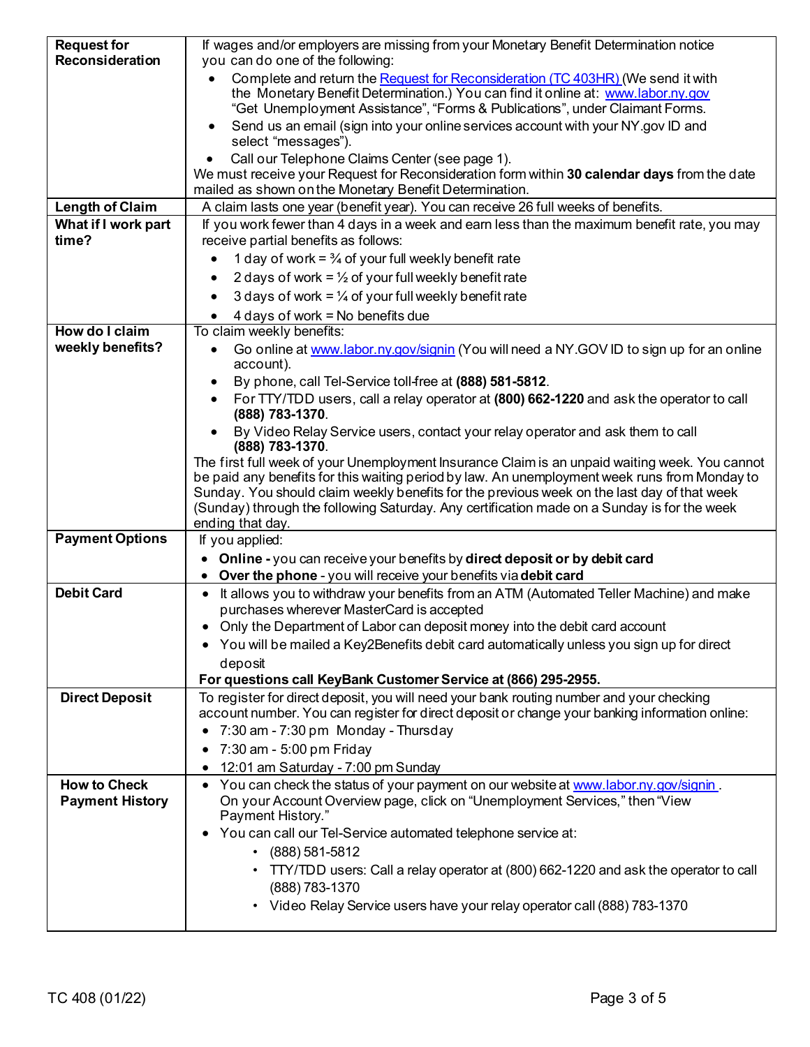| | |
|---|---|
| **Request for Reconsideration** | If wages and/or employers are missing from your Monetary Benefit Determination notice you can do one of the following:<br>• Complete and return the Request for Reconsideration (TC 403HR) (We send it with the Monetary Benefit Determination.) You can find it online at: www.labor.ny.gov "Get Unemployment Assistance", "Forms & Publications", under Claimant Forms.<br>• Send us an email (sign into your online services account with your NY.gov ID and select "messages").<br>• Call our Telephone Claims Center (see page 1).<br>We must receive your Request for Reconsideration form within **30 calendar days** from the date mailed as shown on the Monetary Benefit Determination. |
| **Length of Claim** | A claim lasts one year (benefit year). You can receive 26 full weeks of benefits. |
| **What if I work part time?** | If you work fewer than 4 days in a week and earn less than the maximum benefit rate, you may receive partial benefits as follows:<br>• 1 day of work = ¾ of your full weekly benefit rate<br>• 2 days of work = ½ of your full weekly benefit rate<br>• 3 days of work = ¼ of your full weekly benefit rate<br>• 4 days of work = No benefits due |
| **How do I claim weekly benefits?** | To claim weekly benefits:<br>• Go online at www.labor.ny.gov/signin (You will need a NY.GOV ID to sign up for an online account).<br>• By phone, call Tel-Service toll-free at **(888) 581-5812**.<br>• For TTY/TDD users, call a relay operator at **(800) 662-1220** and ask the operator to call **(888) 783-1370**.<br>• By Video Relay Service users, contact your relay operator and ask them to call **(888) 783-1370**.<br>The first full week of your Unemployment Insurance Claim is an unpaid waiting week. You cannot be paid any benefits for this waiting period by law. An unemployment week runs from Monday to Sunday. You should claim weekly benefits for the previous week on the last day of that week (Sunday) through the following Saturday. Any certification made on a Sunday is for the week ending that day. |
| **Payment Options** | If you applied:<br>• **Online -** you can receive your benefits by **direct deposit or by debit card**<br>• **Over the phone** - you will receive your benefits via **debit card** |
| **Debit Card** | • It allows you to withdraw your benefits from an ATM (Automated Teller Machine) and make purchases wherever MasterCard is accepted<br>• Only the Department of Labor can deposit money into the debit card account<br>• You will be mailed a Key2Benefits debit card automatically unless you sign up for direct deposit<br>**For questions call KeyBank Customer Service at (866) 295-2955.** |
| **Direct Deposit** | To register for direct deposit, you will need your bank routing number and your checking account number. You can register for direct deposit or change your banking information online:<br>• 7:30 am - 7:30 pm Monday - Thursday<br>• 7:30 am - 5:00 pm Friday<br>• 12:01 am Saturday - 7:00 pm Sunday |
| **How to Check Payment History** | • You can check the status of your payment on our website at www.labor.ny.gov/signin . On your Account Overview page, click on "Unemployment Services," then "View Payment History."<br>• You can call our Tel-Service automated telephone service at:<br>&nbsp;&nbsp;◦ (888) 581-5812<br>&nbsp;&nbsp;◦ TTY/TDD users: Call a relay operator at (800) 662-1220 and ask the operator to call (888) 783-1370<br>&nbsp;&nbsp;◦ Video Relay Service users have your relay operator call (888) 783-1370 |

TC 408 (01/22)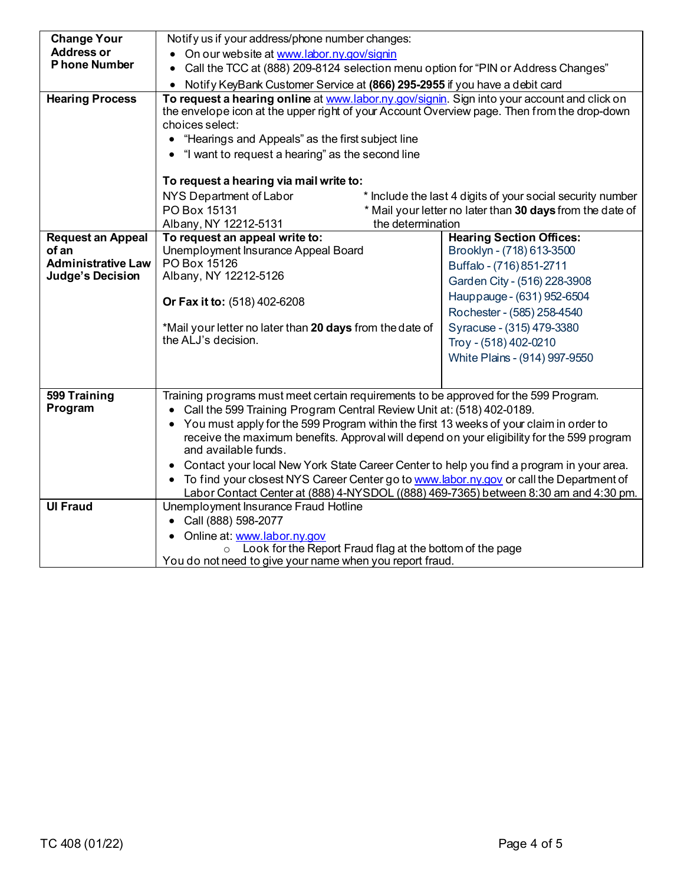| | |
|---|---|
| **Change Your Address or Phone Number** | Notify us if your address/phone number changes:<br>• On our website at www.labor.ny.gov/signin<br>• Call the TCC at (888) 209-8124 selection menu option for "PIN or Address Changes"<br>• Notify KeyBank Customer Service at **(866) 295-2955** if you have a debit card |
| **Hearing Process** | **To request a hearing online** at www.labor.ny.gov/signin. Sign into your account and click on the envelope icon at the upper right of your Account Overview page. Then from the drop-down choices select:<br>• "Hearings and Appeals" as the first subject line<br>• "I want to request a hearing" as the second line<br><br>**To request a hearing via mail write to:**<br>NYS Department of Labor<br>PO Box 15131<br>Albany, NY 12212-5131<br><br>* Include the last 4 digits of your social security number<br>* Mail your letter no later than **30 days** from the date of the determination |
| **Request an Appeal of an Administrative Law Judge's Decision** | **To request an appeal write to:**<br>Unemployment Insurance Appeal Board<br>PO Box 15126<br>Albany, NY 12212-5126<br><br>**Or Fax it to:** (518) 402-6208<br><br>*Mail your letter no later than **20 days** from the date of the ALJ's decision.<br><br>**Hearing Section Offices:**<br>Brooklyn - (718) 613-3500<br>Buffalo - (716) 851-2711<br>Garden City - (516) 228-3908<br>Hauppauge - (631) 952-6504<br>Rochester - (585) 258-4540<br>Syracuse - (315) 479-3380<br>Troy - (518) 402-0210<br>White Plains - (914) 997-9550 |
| **599 Training Program** | Training programs must meet certain requirements to be approved for the 599 Program.<br>• Call the 599 Training Program Central Review Unit at: (518) 402-0189.<br>• You must apply for the 599 Program within the first 13 weeks of your claim in order to receive the maximum benefits. Approval will depend on your eligibility for the 599 program and available funds.<br>• Contact your local New York State Career Center to help you find a program in your area.<br>• To find your closest NYS Career Center go to www.labor.ny.gov or call the Department of Labor Contact Center at (888) 4-NYSDOL ((888) 469-7365) between 8:30 am and 4:30 pm. |
| **UI Fraud** | Unemployment Insurance Fraud Hotline<br>• Call (888) 598-2077<br>• Online at: www.labor.ny.gov<br>  ○ Look for the Report Fraud flag at the bottom of the page<br>You do not need to give your name when you report fraud. |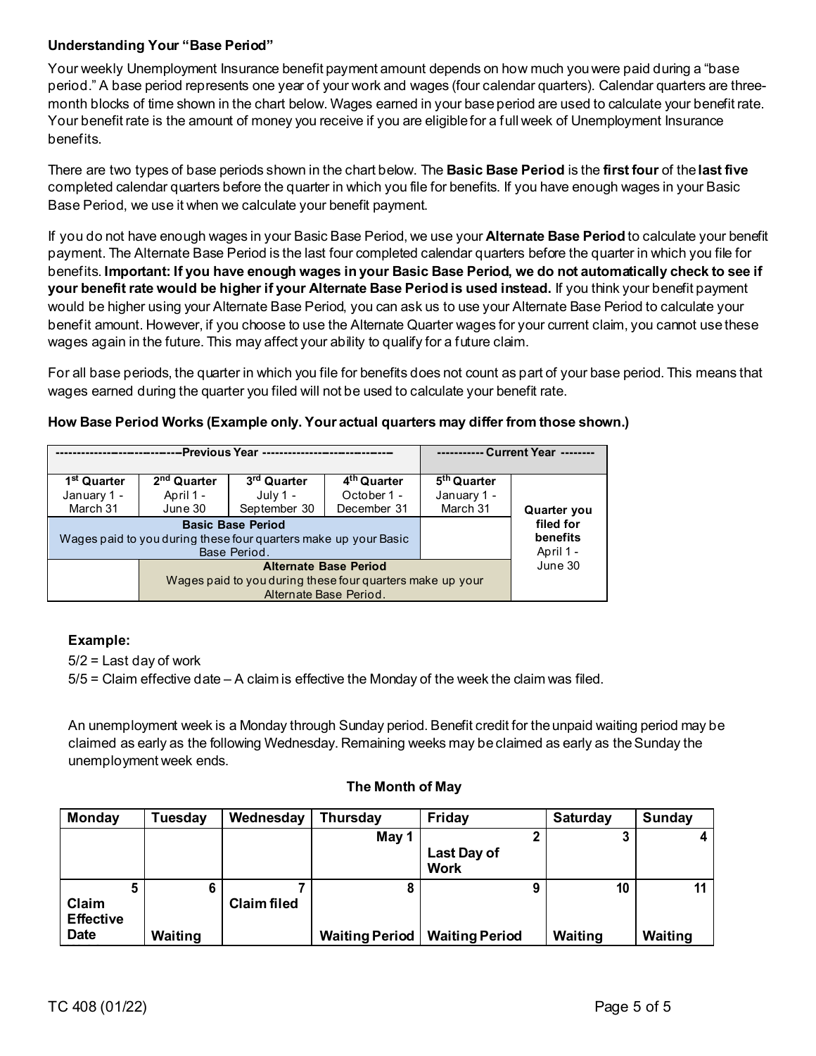### Understanding Your "Base Period"

Your weekly Unemployment Insurance benefit payment amount depends on how much you were paid during a "base period." A base period represents one year of your work and wages (four calendar quarters). Calendar quarters are three-month blocks of time shown in the chart below. Wages earned in your base period are used to calculate your benefit rate. Your benefit rate is the amount of money you receive if you are eligible for a full week of Unemployment Insurance benefits.

There are two types of base periods shown in the chart below. The **Basic Base Period** is the **first four** of the **last five** completed calendar quarters before the quarter in which you file for benefits. If you have enough wages in your Basic Base Period, we use it when we calculate your benefit payment.

If you do not have enough wages in your Basic Base Period, we use your **Alternate Base Period** to calculate your benefit payment. The Alternate Base Period is the last four completed calendar quarters before the quarter in which you file for benefits. **Important: If you have enough wages in your Basic Base Period, we do not automatically check to see if your benefit rate would be higher if your Alternate Base Period is used instead.** If you think your benefit payment would be higher using your Alternate Base Period, you can ask us to use your Alternate Base Period to calculate your benefit amount. However, if you choose to use the Alternate Quarter wages for your current claim, you cannot use these wages again in the future. This may affect your ability to qualify for a future claim.

For all base periods, the quarter in which you file for benefits does not count as part of your base period. This means that wages earned during the quarter you filed will not be used to calculate your benefit rate.

**How Base Period Works (Example only. Your actual quarters may differ from those shown.)**

| ---Previous Year--- | | | | ---Current Year--- | |
|---|---|---|---|---|---|
| 1st Quarter January 1 - March 31 | 2nd Quarter April 1 - June 30 | 3rd Quarter July 1 - September 30 | 4th Quarter October 1 - December 31 | 5th Quarter January 1 - March 31 | Quarter you filed for benefits April 1 - June 30 |
| **Basic Base Period** Wages paid to you during these four quarters make up your Basic Base Period. | | | | | |
| | **Alternate Base Period** Wages paid to you during these four quarters make up your Alternate Base Period. | | | | |

**Example:**

5/2 = Last day of work

5/5 = Claim effective date – A claim is effective the Monday of the week the claim was filed.

An unemployment week is a Monday through Sunday period. Benefit credit for the unpaid waiting period may be claimed as early as the following Wednesday. Remaining weeks may be claimed as early as the Sunday the unemployment week ends.

**The Month of May**

| Monday | Tuesday | Wednesday | Thursday | Friday | Saturday | Sunday |
|---|---|---|---|---|---|---|
| | | | May 1 | 2 **Last Day of Work** | 3 | 4 |
| 5 **Claim Effective Date** | 6 **Waiting** | 7 **Claim filed** | 8 **Waiting Period** | 9 **Waiting Period** | 10 **Waiting** | 11 **Waiting** |

TC 408 (01/22)